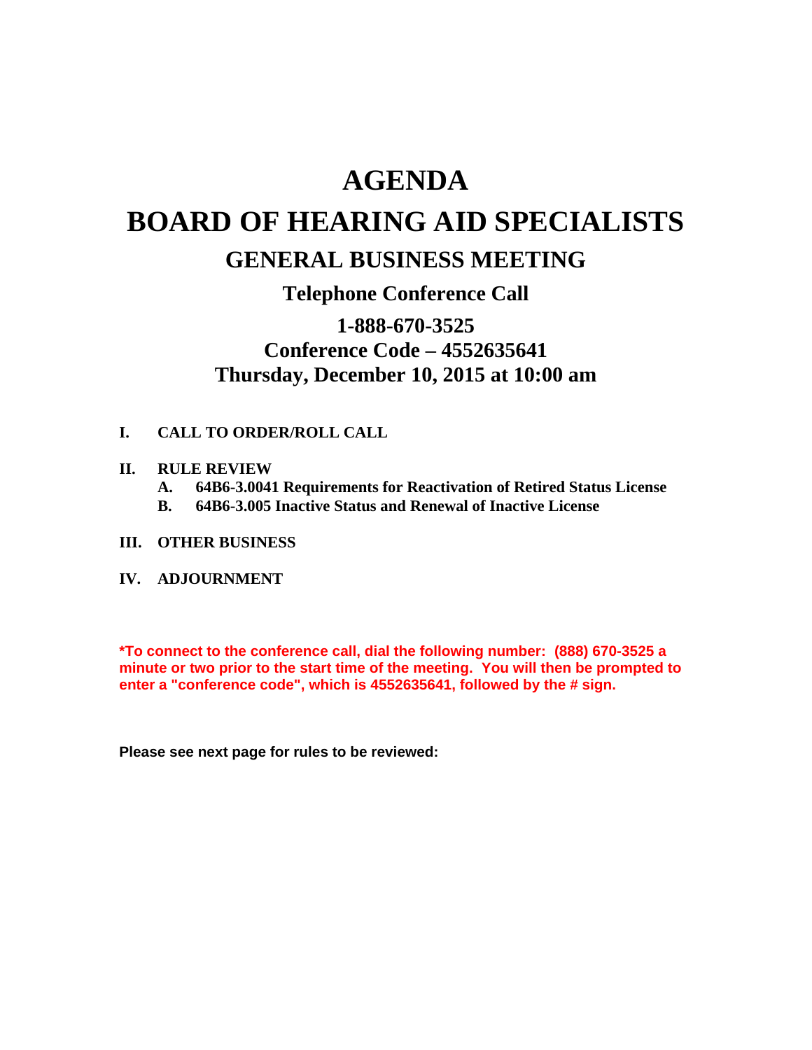# AGENDA

# BOARD OF HEARING AID SPECIALISTS

## GENERAL BUSINESS MEETING

### Telephone Conference Call

### 1-888-670-3525
### Conference Code – 4552635641
### Thursday, December 10, 2015 at 10:00 am

**I. CALL TO ORDER/ROLL CALL**

**II. RULE REVIEW**

**A. 64B6-3.0041 Requirements for Reactivation of Retired Status License**

**B. 64B6-3.005 Inactive Status and Renewal of Inactive License**

**III. OTHER BUSINESS**

**IV. ADJOURNMENT**

**\*To connect to the conference call, dial the following number: (888) 670-3525 a minute or two prior to the start time of the meeting. You will then be prompted to enter a "conference code", which is 4552635641, followed by the # sign.**

**Please see next page for rules to be reviewed:**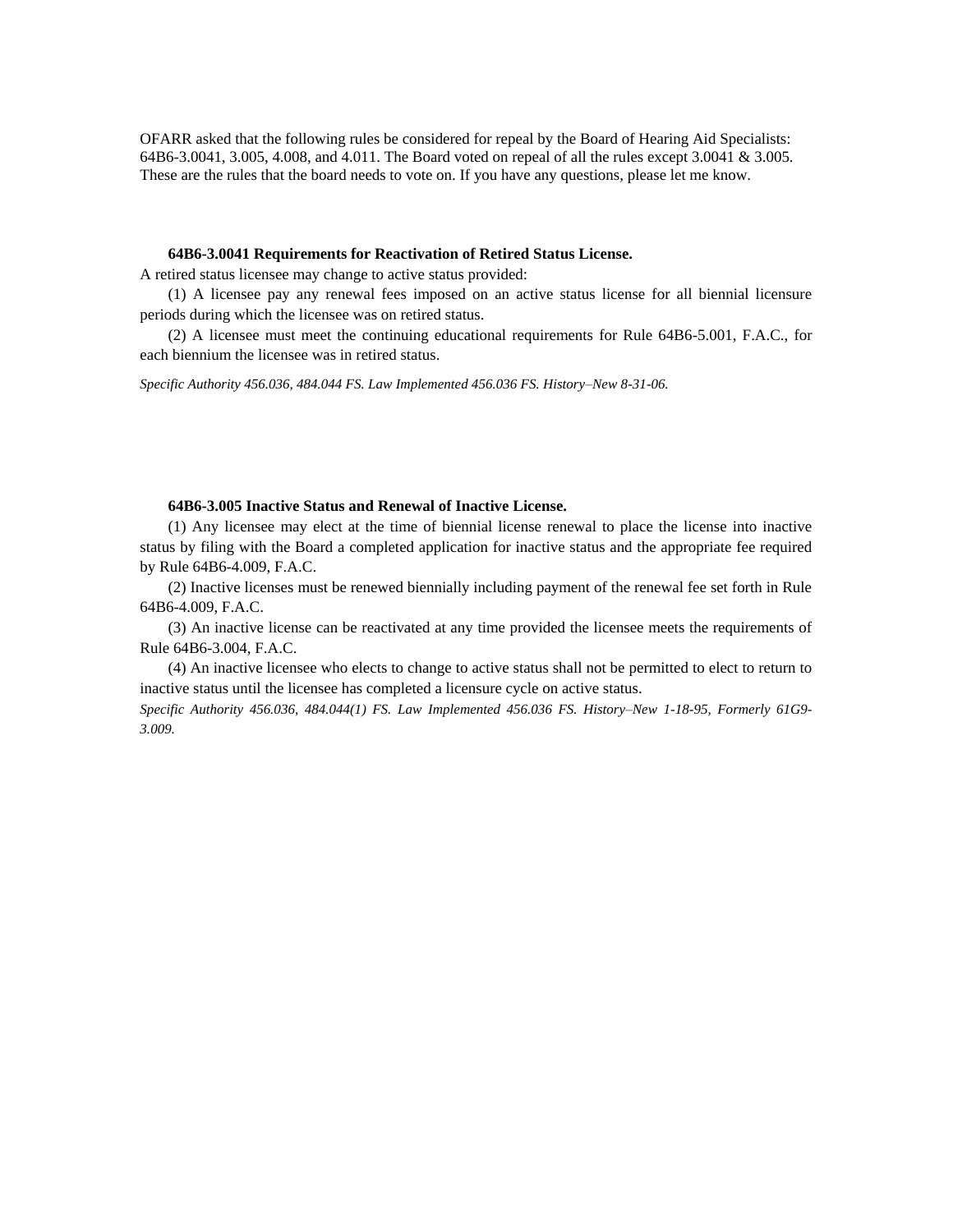OFARR asked that the following rules be considered for repeal by the Board of Hearing Aid Specialists: 64B6-3.0041, 3.005, 4.008, and 4.011. The Board voted on repeal of all the rules except 3.0041 & 3.005. These are the rules that the board needs to vote on. If you have any questions, please let me know.

**64B6-3.0041 Requirements for Reactivation of Retired Status License.**

A retired status licensee may change to active status provided:

(1) A licensee pay any renewal fees imposed on an active status license for all biennial licensure periods during which the licensee was on retired status.

(2) A licensee must meet the continuing educational requirements for Rule 64B6-5.001, F.A.C., for each biennium the licensee was in retired status.

*Specific Authority 456.036, 484.044 FS. Law Implemented 456.036 FS. History–New 8-31-06.*

**64B6-3.005 Inactive Status and Renewal of Inactive License.**

(1) Any licensee may elect at the time of biennial license renewal to place the license into inactive status by filing with the Board a completed application for inactive status and the appropriate fee required by Rule 64B6-4.009, F.A.C.

(2) Inactive licenses must be renewed biennially including payment of the renewal fee set forth in Rule 64B6-4.009, F.A.C.

(3) An inactive license can be reactivated at any time provided the licensee meets the requirements of Rule 64B6-3.004, F.A.C.

(4) An inactive licensee who elects to change to active status shall not be permitted to elect to return to inactive status until the licensee has completed a licensure cycle on active status.

*Specific Authority 456.036, 484.044(1) FS. Law Implemented 456.036 FS. History–New 1-18-95, Formerly 61G9-3.009.*